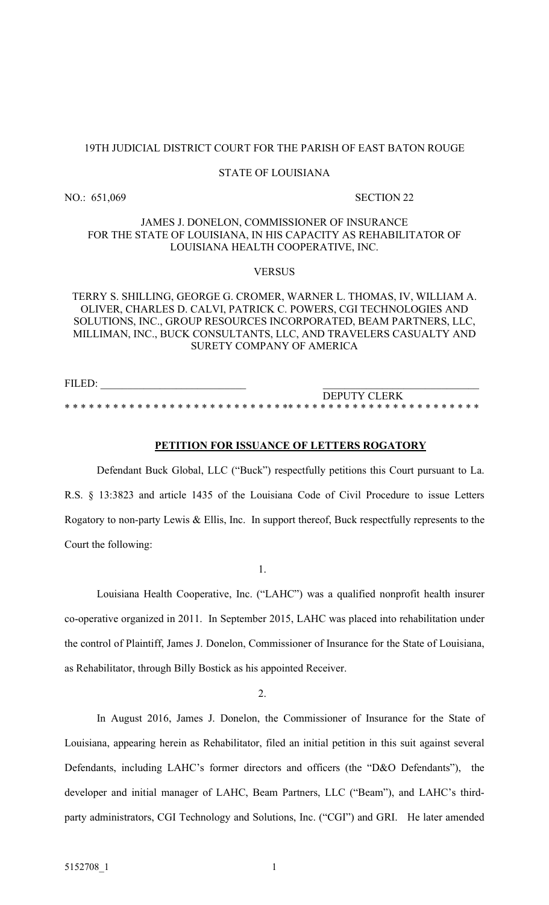19TH JUDICIAL DISTRICT COURT FOR THE PARISH OF EAST BATON ROUGE

STATE OF LOUISIANA

NO.: 651,069 SECTION 22

JAMES J. DONELON, COMMISSIONER OF INSURANCE FOR THE STATE OF LOUISIANA, IN HIS CAPACITY AS REHABILITATOR OF LOUISIANA HEALTH COOPERATIVE, INC.

VERSUS

TERRY S. SHILLING, GEORGE G. CROMER, WARNER L. THOMAS, IV, WILLIAM A. OLIVER, CHARLES D. CALVI, PATRICK C. POWERS, CGI TECHNOLOGIES AND SOLUTIONS, INC., GROUP RESOURCES INCORPORATED, BEAM PARTNERS, LLC, MILLIMAN, INC., BUCK CONSULTANTS, LLC, AND TRAVELERS CASUALTY AND SURETY COMPANY OF AMERICA

FILED: ___________________________ ___________________________
DEPUTY CLERK

* * * * * * * * * * * * * * * * * * * * * * * * * * * * * * * * * * * * * * * * * * * * * * * * * * * * * *

**PETITION FOR ISSUANCE OF LETTERS ROGATORY**

Defendant Buck Global, LLC ("Buck") respectfully petitions this Court pursuant to La. R.S. § 13:3823 and article 1435 of the Louisiana Code of Civil Procedure to issue Letters Rogatory to non-party Lewis & Ellis, Inc. In support thereof, Buck respectfully represents to the Court the following:

1.

Louisiana Health Cooperative, Inc. ("LAHC") was a qualified nonprofit health insurer co-operative organized in 2011. In September 2015, LAHC was placed into rehabilitation under the control of Plaintiff, James J. Donelon, Commissioner of Insurance for the State of Louisiana, as Rehabilitator, through Billy Bostick as his appointed Receiver.

2.

In August 2016, James J. Donelon, the Commissioner of Insurance for the State of Louisiana, appearing herein as Rehabilitator, filed an initial petition in this suit against several Defendants, including LAHC's former directors and officers (the "D&O Defendants"), the developer and initial manager of LAHC, Beam Partners, LLC ("Beam"), and LAHC's third-party administrators, CGI Technology and Solutions, Inc. ("CGI") and GRI. He later amended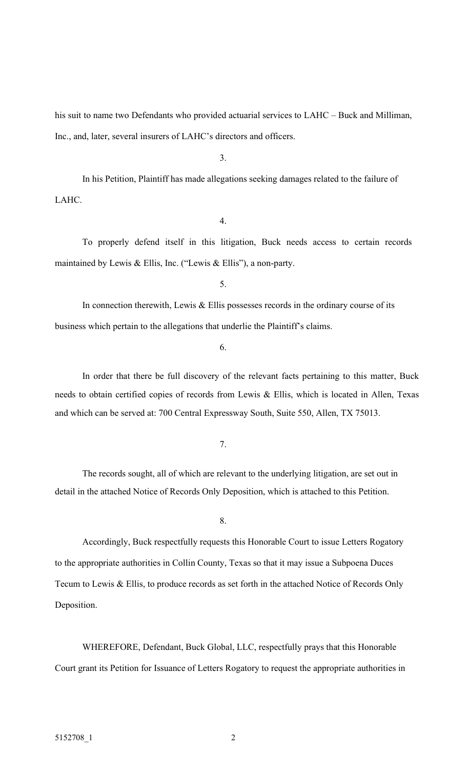his suit to name two Defendants who provided actuarial services to LAHC – Buck and Milliman, Inc., and, later, several insurers of LAHC's directors and officers.

3.

In his Petition, Plaintiff has made allegations seeking damages related to the failure of LAHC.

4.

To properly defend itself in this litigation, Buck needs access to certain records maintained by Lewis & Ellis, Inc. ("Lewis & Ellis"), a non-party.

5.

In connection therewith, Lewis & Ellis possesses records in the ordinary course of its business which pertain to the allegations that underlie the Plaintiff's claims.

6.

In order that there be full discovery of the relevant facts pertaining to this matter, Buck needs to obtain certified copies of records from Lewis & Ellis, which is located in Allen, Texas and which can be served at: 700 Central Expressway South, Suite 550, Allen, TX 75013.

7.

The records sought, all of which are relevant to the underlying litigation, are set out in detail in the attached Notice of Records Only Deposition, which is attached to this Petition.

8.

Accordingly, Buck respectfully requests this Honorable Court to issue Letters Rogatory to the appropriate authorities in Collin County, Texas so that it may issue a Subpoena Duces Tecum to Lewis & Ellis, to produce records as set forth in the attached Notice of Records Only Deposition.

WHEREFORE, Defendant, Buck Global, LLC, respectfully prays that this Honorable Court grant its Petition for Issuance of Letters Rogatory to request the appropriate authorities in

5152708_1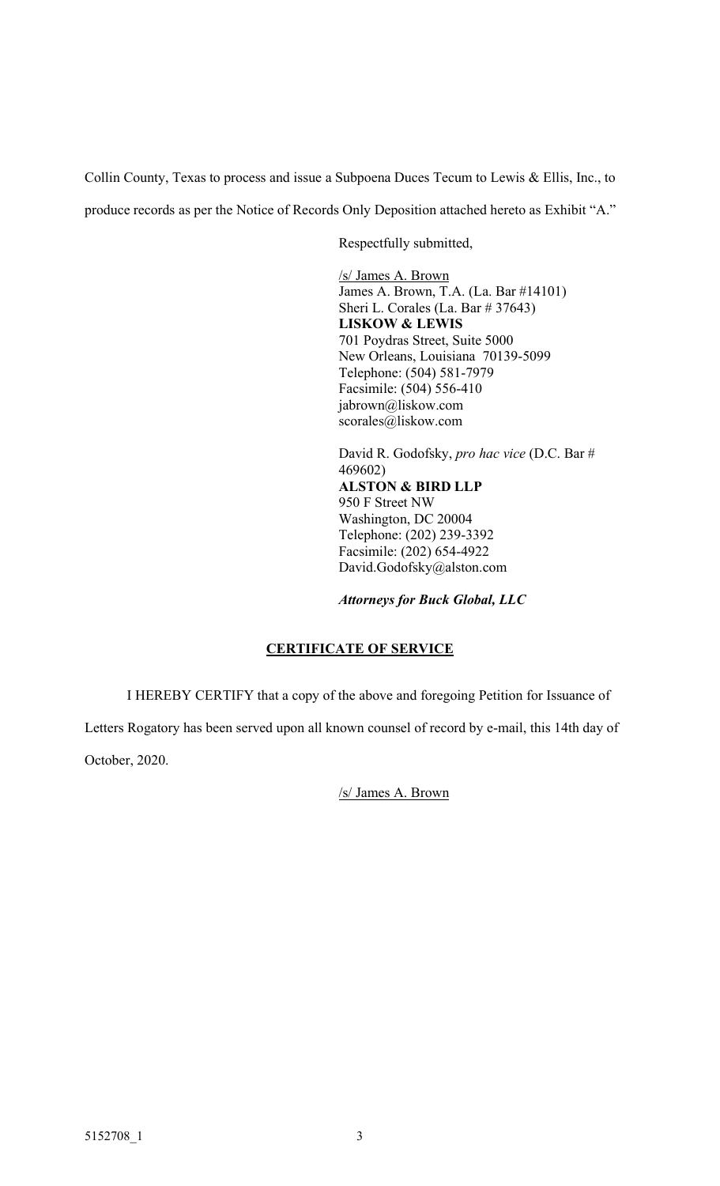Collin County, Texas to process and issue a Subpoena Duces Tecum to Lewis & Ellis, Inc., to produce records as per the Notice of Records Only Deposition attached hereto as Exhibit "A."

Respectfully submitted,

/s/ James A. Brown
James A. Brown, T.A. (La. Bar #14101)
Sheri L. Corales (La. Bar # 37643)
**LISKOW & LEWIS**
701 Poydras Street, Suite 5000
New Orleans, Louisiana 70139-5099
Telephone: (504) 581-7979
Facsimile: (504) 556-410
jabrown@liskow.com
scorales@liskow.com

David R. Godofsky, *pro hac vice* (D.C. Bar # 469602)
**ALSTON & BIRD LLP**
950 F Street NW
Washington, DC 20004
Telephone: (202) 239-3392
Facsimile: (202) 654-4922
David.Godofsky@alston.com

***Attorneys for Buck Global, LLC***

**CERTIFICATE OF SERVICE**

I HEREBY CERTIFY that a copy of the above and foregoing Petition for Issuance of Letters Rogatory has been served upon all known counsel of record by e-mail, this 14th day of October, 2020.

/s/ James A. Brown

5152708_1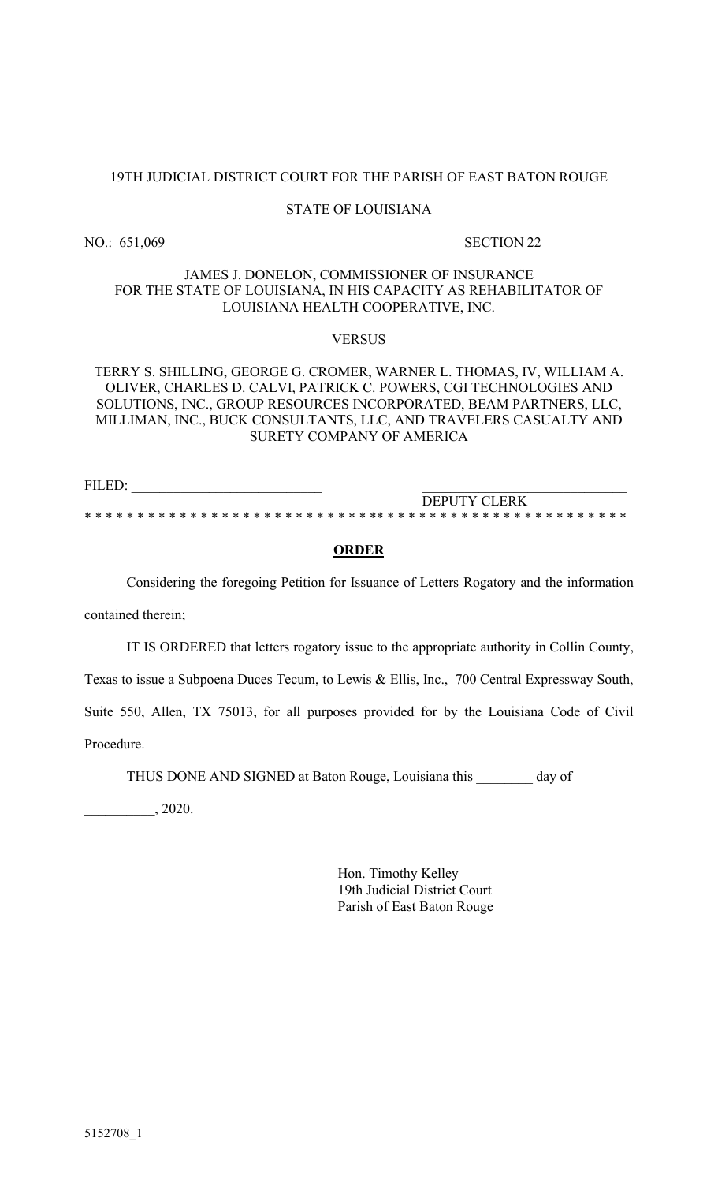19TH JUDICIAL DISTRICT COURT FOR THE PARISH OF EAST BATON ROUGE

STATE OF LOUISIANA

NO.: 651,069 SECTION 22

JAMES J. DONELON, COMMISSIONER OF INSURANCE
FOR THE STATE OF LOUISIANA, IN HIS CAPACITY AS REHABILITATOR OF
LOUISIANA HEALTH COOPERATIVE, INC.

VERSUS

TERRY S. SHILLING, GEORGE G. CROMER, WARNER L. THOMAS, IV, WILLIAM A. OLIVER, CHARLES D. CALVI, PATRICK C. POWERS, CGI TECHNOLOGIES AND SOLUTIONS, INC., GROUP RESOURCES INCORPORATED, BEAM PARTNERS, LLC, MILLIMAN, INC., BUCK CONSULTANTS, LLC, AND TRAVELERS CASUALTY AND SURETY COMPANY OF AMERICA

FILED: ___________________________ ___________________________
DEPUTY CLERK

* * * * * * * * * * * * * * * * * * * * * * * * * * * * * * * * * * * * * * * * * * * * * * * * * * * * *

**ORDER**

Considering the foregoing Petition for Issuance of Letters Rogatory and the information contained therein;

IT IS ORDERED that letters rogatory issue to the appropriate authority in Collin County, Texas to issue a Subpoena Duces Tecum, to Lewis & Ellis, Inc., 700 Central Expressway South, Suite 550, Allen, TX 75013, for all purposes provided for by the Louisiana Code of Civil Procedure.

THUS DONE AND SIGNED at Baton Rouge, Louisiana this ________ day of __________, 2020.

___________________________
Hon. Timothy Kelley
19th Judicial District Court
Parish of East Baton Rouge

5152708_1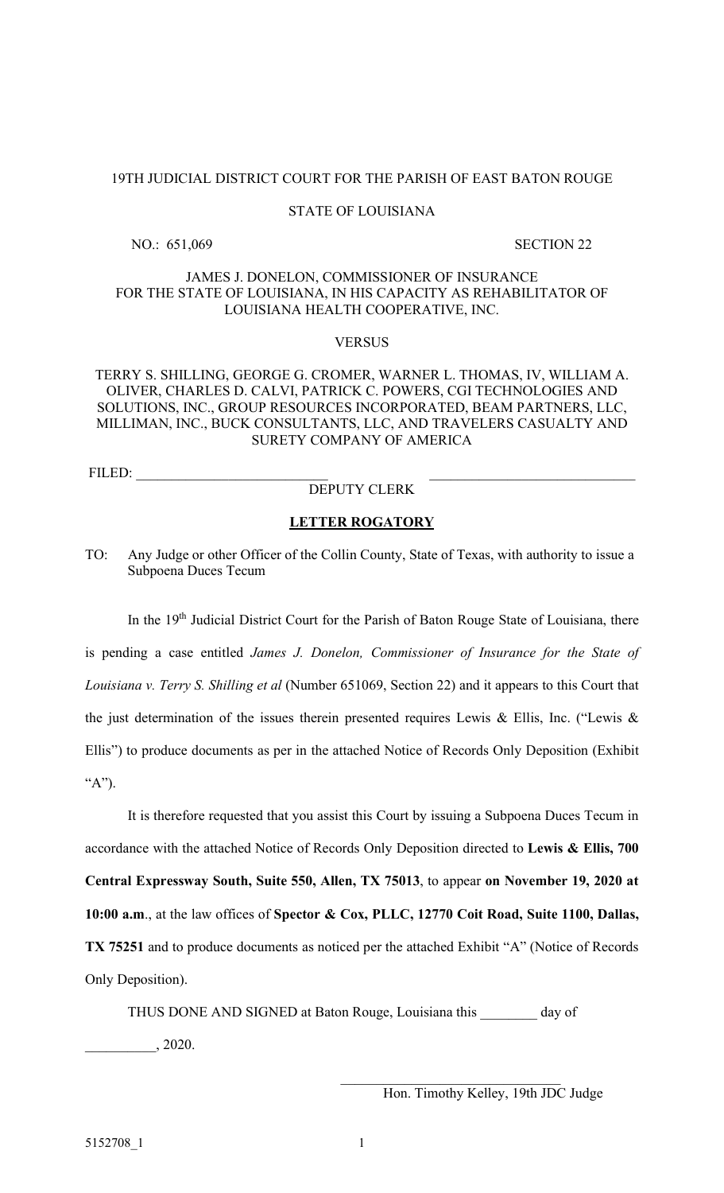19TH JUDICIAL DISTRICT COURT FOR THE PARISH OF EAST BATON ROUGE

STATE OF LOUISIANA

NO.: 651,069 SECTION 22

JAMES J. DONELON, COMMISSIONER OF INSURANCE FOR THE STATE OF LOUISIANA, IN HIS CAPACITY AS REHABILITATOR OF LOUISIANA HEALTH COOPERATIVE, INC.

VERSUS

TERRY S. SHILLING, GEORGE G. CROMER, WARNER L. THOMAS, IV, WILLIAM A. OLIVER, CHARLES D. CALVI, PATRICK C. POWERS, CGI TECHNOLOGIES AND SOLUTIONS, INC., GROUP RESOURCES INCORPORATED, BEAM PARTNERS, LLC, MILLIMAN, INC., BUCK CONSULTANTS, LLC, AND TRAVELERS CASUALTY AND SURETY COMPANY OF AMERICA

FILED: ___________________________ _____________________________
DEPUTY CLERK

## LETTER ROGATORY

TO: Any Judge or other Officer of the Collin County, State of Texas, with authority to issue a Subpoena Duces Tecum

In the 19th Judicial District Court for the Parish of Baton Rouge State of Louisiana, there is pending a case entitled *James J. Donelon, Commissioner of Insurance for the State of Louisiana v. Terry S. Shilling et al* (Number 651069, Section 22) and it appears to this Court that the just determination of the issues therein presented requires Lewis & Ellis, Inc. ("Lewis & Ellis") to produce documents as per in the attached Notice of Records Only Deposition (Exhibit "A").

It is therefore requested that you assist this Court by issuing a Subpoena Duces Tecum in accordance with the attached Notice of Records Only Deposition directed to **Lewis & Ellis, 700 Central Expressway South, Suite 550, Allen, TX 75013**, to appear **on November 19, 2020 at 10:00 a.m**., at the law offices of **Spector & Cox, PLLC, 12770 Coit Road, Suite 1100, Dallas, TX 75251** and to produce documents as noticed per the attached Exhibit "A" (Notice of Records Only Deposition).

THUS DONE AND SIGNED at Baton Rouge, Louisiana this ________ day of __________, 2020.

_______________________________
Hon. Timothy Kelley, 19th JDC Judge

5152708_1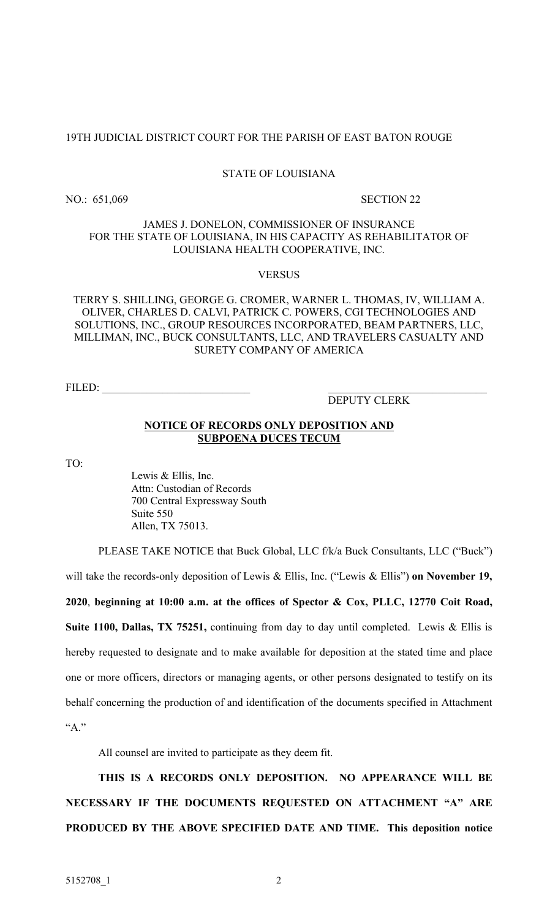19TH JUDICIAL DISTRICT COURT FOR THE PARISH OF EAST BATON ROUGE

STATE OF LOUISIANA

NO.: 651,069 SECTION 22

JAMES J. DONELON, COMMISSIONER OF INSURANCE FOR THE STATE OF LOUISIANA, IN HIS CAPACITY AS REHABILITATOR OF LOUISIANA HEALTH COOPERATIVE, INC.

VERSUS

TERRY S. SHILLING, GEORGE G. CROMER, WARNER L. THOMAS, IV, WILLIAM A. OLIVER, CHARLES D. CALVI, PATRICK C. POWERS, CGI TECHNOLOGIES AND SOLUTIONS, INC., GROUP RESOURCES INCORPORATED, BEAM PARTNERS, LLC, MILLIMAN, INC., BUCK CONSULTANTS, LLC, AND TRAVELERS CASUALTY AND SURETY COMPANY OF AMERICA

FILED: ___________________________ ___________________________
DEPUTY CLERK

**NOTICE OF RECORDS ONLY DEPOSITION AND SUBPOENA DUCES TECUM**

TO:

Lewis & Ellis, Inc.
Attn: Custodian of Records
700 Central Expressway South
Suite 550
Allen, TX 75013.

PLEASE TAKE NOTICE that Buck Global, LLC f/k/a Buck Consultants, LLC ("Buck") will take the records-only deposition of Lewis & Ellis, Inc. ("Lewis & Ellis") **on November 19, 2020**, **beginning at 10:00 a.m. at the offices of Spector & Cox, PLLC, 12770 Coit Road, Suite 1100, Dallas, TX 75251,** continuing from day to day until completed. Lewis & Ellis is hereby requested to designate and to make available for deposition at the stated time and place one or more officers, directors or managing agents, or other persons designated to testify on its behalf concerning the production of and identification of the documents specified in Attachment "A."

All counsel are invited to participate as they deem fit.

**THIS IS A RECORDS ONLY DEPOSITION. NO APPEARANCE WILL BE NECESSARY IF THE DOCUMENTS REQUESTED ON ATTACHMENT "A" ARE PRODUCED BY THE ABOVE SPECIFIED DATE AND TIME. This deposition notice**

5152708_1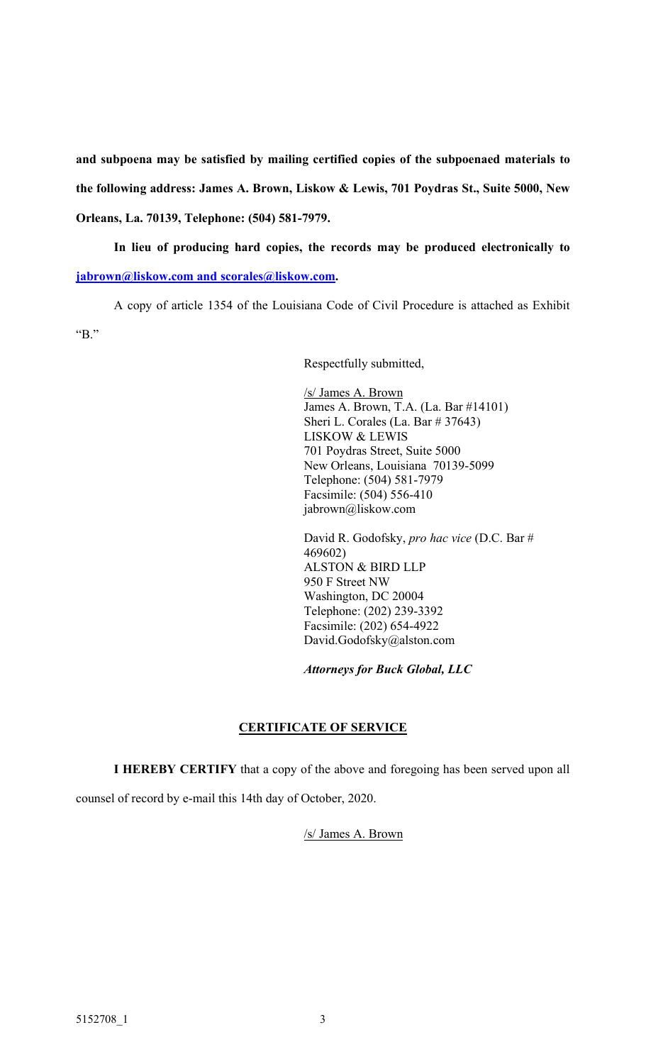**and subpoena may be satisfied by mailing certified copies of the subpoenaed materials to the following address: James A. Brown, Liskow & Lewis, 701 Poydras St., Suite 5000, New Orleans, La. 70139, Telephone: (504) 581-7979.**

**In lieu of producing hard copies, the records may be produced electronically to jabrown@liskow.com and scorales@liskow.com.**

A copy of article 1354 of the Louisiana Code of Civil Procedure is attached as Exhibit "B."

Respectfully submitted,

/s/ James A. Brown
James A. Brown, T.A. (La. Bar #14101)
Sheri L. Corales (La. Bar # 37643)
LISKOW & LEWIS
701 Poydras Street, Suite 5000
New Orleans, Louisiana 70139-5099
Telephone: (504) 581-7979
Facsimile: (504) 556-410
jabrown@liskow.com

David R. Godofsky, *pro hac vice* (D.C. Bar # 469602)
ALSTON & BIRD LLP
950 F Street NW
Washington, DC 20004
Telephone: (202) 239-3392
Facsimile: (202) 654-4922
David.Godofsky@alston.com

***Attorneys for Buck Global, LLC***

## CERTIFICATE OF SERVICE

**I HEREBY CERTIFY** that a copy of the above and foregoing has been served upon all counsel of record by e-mail this 14th day of October, 2020.

/s/ James A. Brown

5152708_1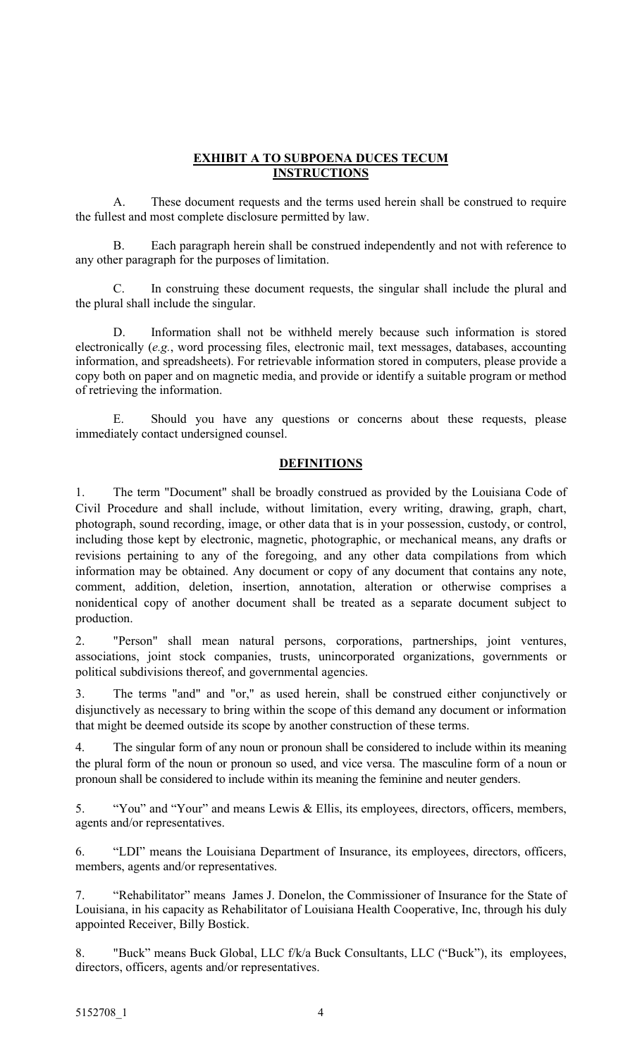## EXHIBIT A TO SUBPOENA DUCES TECUM
## INSTRUCTIONS

A. These document requests and the terms used herein shall be construed to require the fullest and most complete disclosure permitted by law.

B. Each paragraph herein shall be construed independently and not with reference to any other paragraph for the purposes of limitation.

C. In construing these document requests, the singular shall include the plural and the plural shall include the singular.

D. Information shall not be withheld merely because such information is stored electronically (*e.g.*, word processing files, electronic mail, text messages, databases, accounting information, and spreadsheets). For retrievable information stored in computers, please provide a copy both on paper and on magnetic media, and provide or identify a suitable program or method of retrieving the information.

E. Should you have any questions or concerns about these requests, please immediately contact undersigned counsel.

## DEFINITIONS

1. The term "Document" shall be broadly construed as provided by the Louisiana Code of Civil Procedure and shall include, without limitation, every writing, drawing, graph, chart, photograph, sound recording, image, or other data that is in your possession, custody, or control, including those kept by electronic, magnetic, photographic, or mechanical means, any drafts or revisions pertaining to any of the foregoing, and any other data compilations from which information may be obtained. Any document or copy of any document that contains any note, comment, addition, deletion, insertion, annotation, alteration or otherwise comprises a nonidentical copy of another document shall be treated as a separate document subject to production.

2. "Person" shall mean natural persons, corporations, partnerships, joint ventures, associations, joint stock companies, trusts, unincorporated organizations, governments or political subdivisions thereof, and governmental agencies.

3. The terms "and" and "or," as used herein, shall be construed either conjunctively or disjunctively as necessary to bring within the scope of this demand any document or information that might be deemed outside its scope by another construction of these terms.

4. The singular form of any noun or pronoun shall be considered to include within its meaning the plural form of the noun or pronoun so used, and vice versa. The masculine form of a noun or pronoun shall be considered to include within its meaning the feminine and neuter genders.

5. "You" and "Your" and means Lewis & Ellis, its employees, directors, officers, members, agents and/or representatives.

6. "LDI" means the Louisiana Department of Insurance, its employees, directors, officers, members, agents and/or representatives.

7. "Rehabilitator" means James J. Donelon, the Commissioner of Insurance for the State of Louisiana, in his capacity as Rehabilitator of Louisiana Health Cooperative, Inc, through his duly appointed Receiver, Billy Bostick.

8. "Buck" means Buck Global, LLC f/k/a Buck Consultants, LLC ("Buck"), its employees, directors, officers, agents and/or representatives.

5152708_1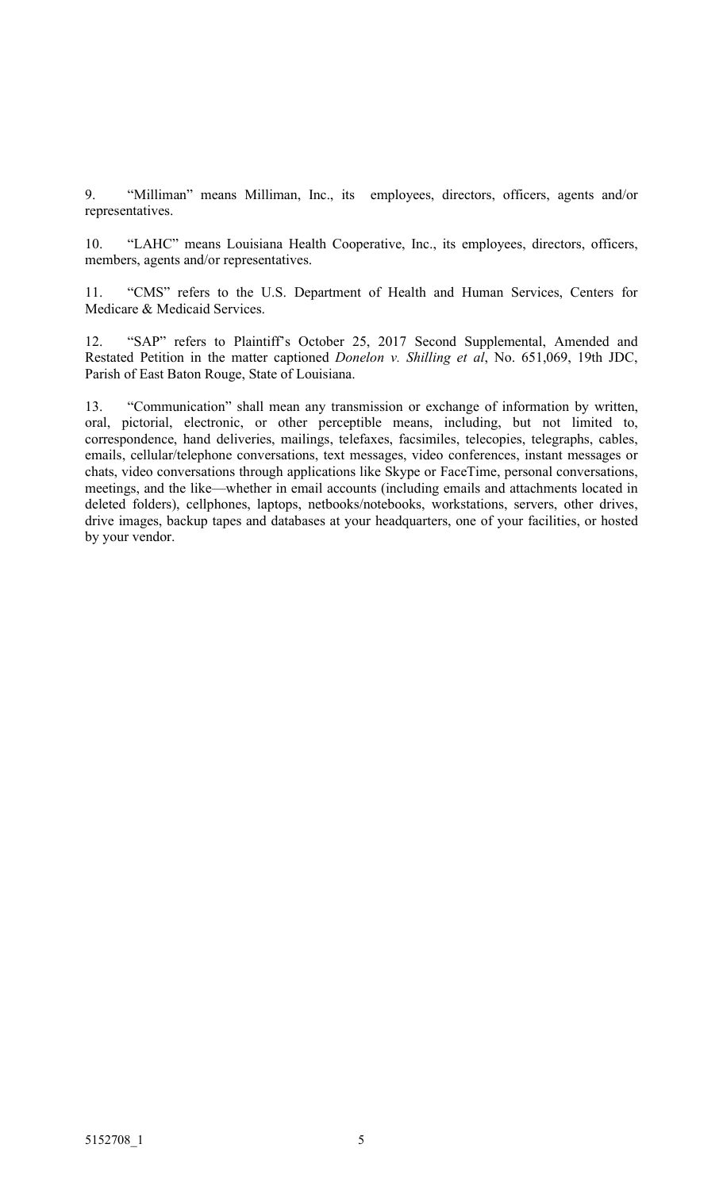9. "Milliman" means Milliman, Inc., its employees, directors, officers, agents and/or representatives.

10. "LAHC" means Louisiana Health Cooperative, Inc., its employees, directors, officers, members, agents and/or representatives.

11. "CMS" refers to the U.S. Department of Health and Human Services, Centers for Medicare & Medicaid Services.

12. "SAP" refers to Plaintiff's October 25, 2017 Second Supplemental, Amended and Restated Petition in the matter captioned *Donelon v. Shilling et al*, No. 651,069, 19th JDC, Parish of East Baton Rouge, State of Louisiana.

13. "Communication" shall mean any transmission or exchange of information by written, oral, pictorial, electronic, or other perceptible means, including, but not limited to, correspondence, hand deliveries, mailings, telefaxes, facsimiles, telecopies, telegraphs, cables, emails, cellular/telephone conversations, text messages, video conferences, instant messages or chats, video conversations through applications like Skype or FaceTime, personal conversations, meetings, and the like—whether in email accounts (including emails and attachments located in deleted folders), cellphones, laptops, netbooks/notebooks, workstations, servers, other drives, drive images, backup tapes and databases at your headquarters, one of your facilities, or hosted by your vendor.

5152708_1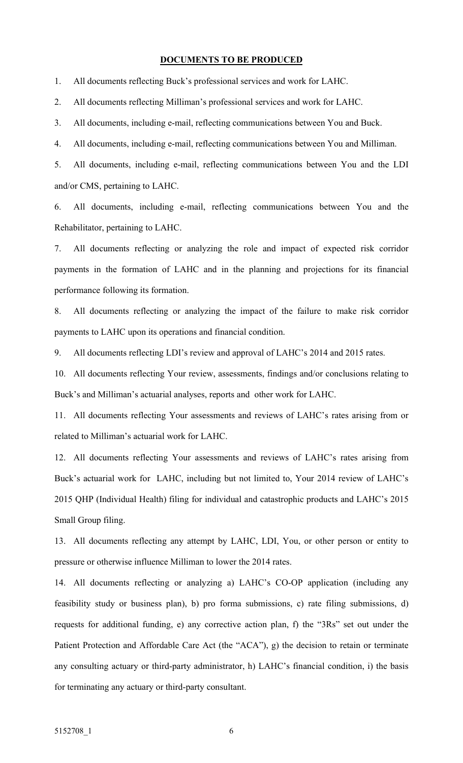## **DOCUMENTS TO BE PRODUCED**

1. All documents reflecting Buck's professional services and work for LAHC.

2. All documents reflecting Milliman's professional services and work for LAHC.

3. All documents, including e-mail, reflecting communications between You and Buck.

4. All documents, including e-mail, reflecting communications between You and Milliman.

5. All documents, including e-mail, reflecting communications between You and the LDI and/or CMS, pertaining to LAHC.

6. All documents, including e-mail, reflecting communications between You and the Rehabilitator, pertaining to LAHC.

7. All documents reflecting or analyzing the role and impact of expected risk corridor payments in the formation of LAHC and in the planning and projections for its financial performance following its formation.

8. All documents reflecting or analyzing the impact of the failure to make risk corridor payments to LAHC upon its operations and financial condition.

9. All documents reflecting LDI's review and approval of LAHC's 2014 and 2015 rates.

10. All documents reflecting Your review, assessments, findings and/or conclusions relating to Buck's and Milliman's actuarial analyses, reports and other work for LAHC.

11. All documents reflecting Your assessments and reviews of LAHC's rates arising from or related to Milliman's actuarial work for LAHC.

12. All documents reflecting Your assessments and reviews of LAHC's rates arising from Buck's actuarial work for LAHC, including but not limited to, Your 2014 review of LAHC's 2015 QHP (Individual Health) filing for individual and catastrophic products and LAHC's 2015 Small Group filing.

13. All documents reflecting any attempt by LAHC, LDI, You, or other person or entity to pressure or otherwise influence Milliman to lower the 2014 rates.

14. All documents reflecting or analyzing a) LAHC's CO-OP application (including any feasibility study or business plan), b) pro forma submissions, c) rate filing submissions, d) requests for additional funding, e) any corrective action plan, f) the "3Rs" set out under the Patient Protection and Affordable Care Act (the "ACA"), g) the decision to retain or terminate any consulting actuary or third-party administrator, h) LAHC's financial condition, i) the basis for terminating any actuary or third-party consultant.

5152708_1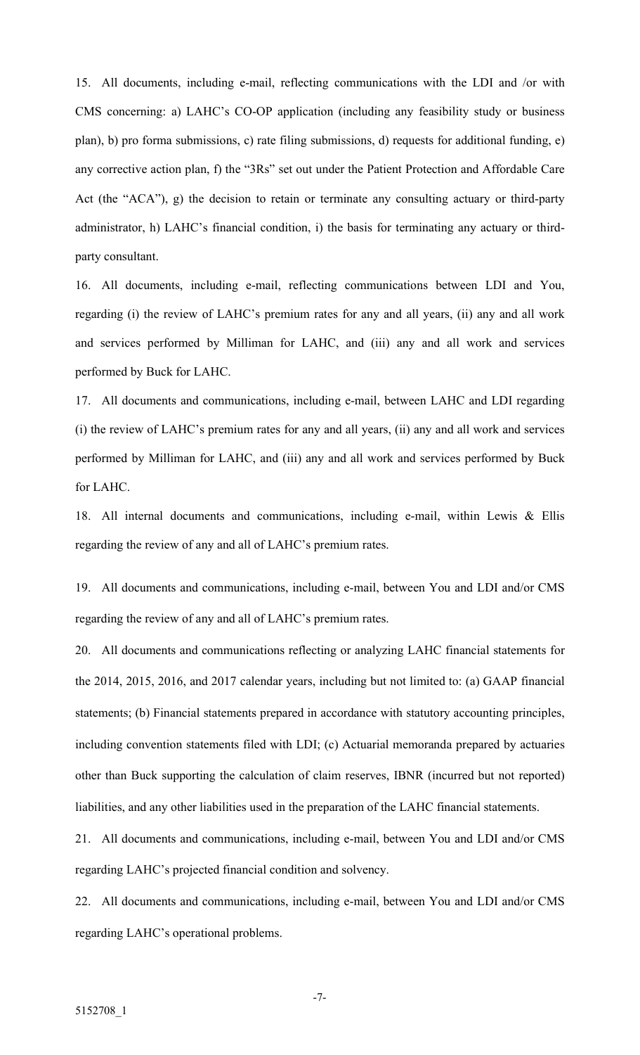15. All documents, including e-mail, reflecting communications with the LDI and /or with CMS concerning: a) LAHC's CO-OP application (including any feasibility study or business plan), b) pro forma submissions, c) rate filing submissions, d) requests for additional funding, e) any corrective action plan, f) the "3Rs" set out under the Patient Protection and Affordable Care Act (the "ACA"), g) the decision to retain or terminate any consulting actuary or third-party administrator, h) LAHC's financial condition, i) the basis for terminating any actuary or third-party consultant.

16. All documents, including e-mail, reflecting communications between LDI and You, regarding (i) the review of LAHC's premium rates for any and all years, (ii) any and all work and services performed by Milliman for LAHC, and (iii) any and all work and services performed by Buck for LAHC.

17. All documents and communications, including e-mail, between LAHC and LDI regarding (i) the review of LAHC's premium rates for any and all years, (ii) any and all work and services performed by Milliman for LAHC, and (iii) any and all work and services performed by Buck for LAHC.

18. All internal documents and communications, including e-mail, within Lewis & Ellis regarding the review of any and all of LAHC's premium rates.

19. All documents and communications, including e-mail, between You and LDI and/or CMS regarding the review of any and all of LAHC's premium rates.

20. All documents and communications reflecting or analyzing LAHC financial statements for the 2014, 2015, 2016, and 2017 calendar years, including but not limited to: (a) GAAP financial statements; (b) Financial statements prepared in accordance with statutory accounting principles, including convention statements filed with LDI; (c) Actuarial memoranda prepared by actuaries other than Buck supporting the calculation of claim reserves, IBNR (incurred but not reported) liabilities, and any other liabilities used in the preparation of the LAHC financial statements.

21. All documents and communications, including e-mail, between You and LDI and/or CMS regarding LAHC's projected financial condition and solvency.

22. All documents and communications, including e-mail, between You and LDI and/or CMS regarding LAHC's operational problems.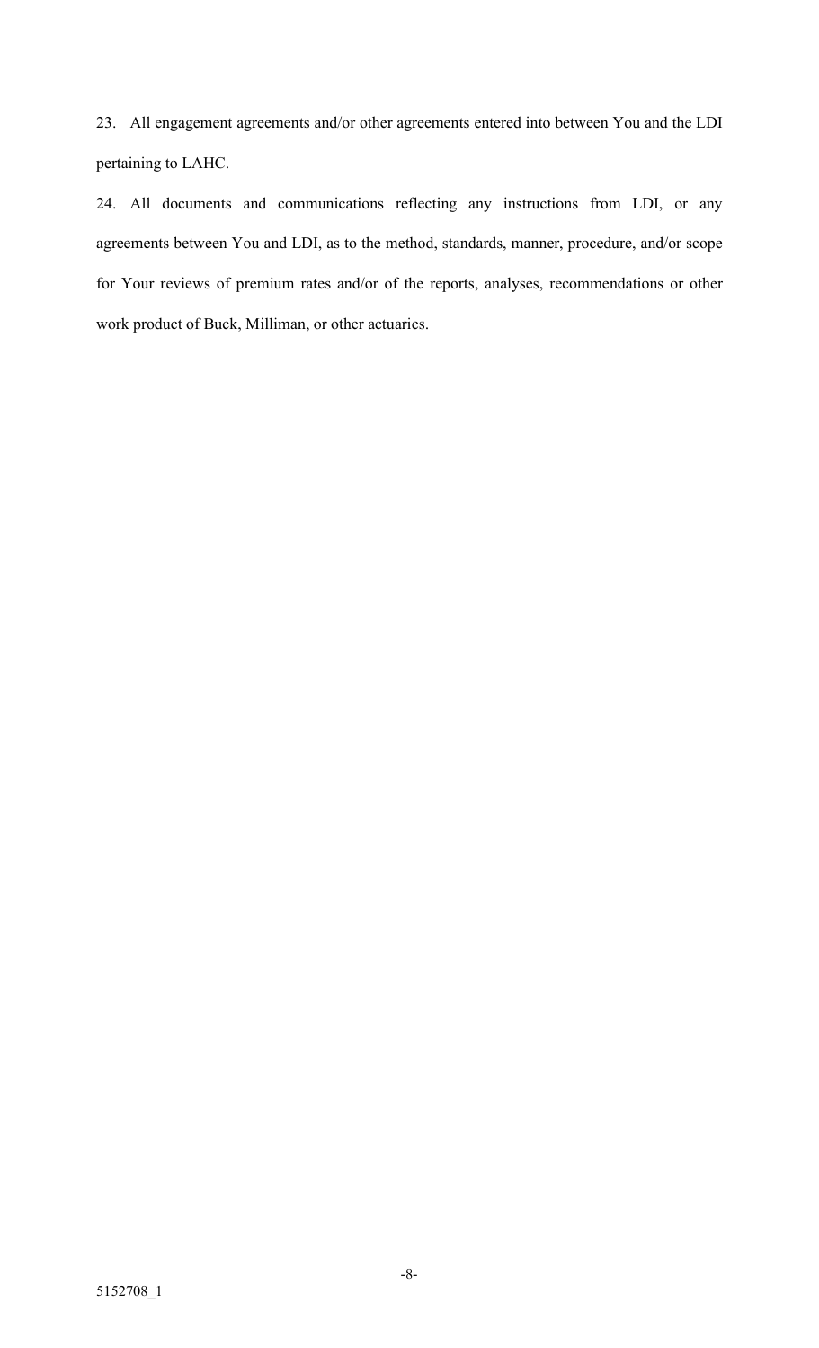23. All engagement agreements and/or other agreements entered into between You and the LDI pertaining to LAHC.

24. All documents and communications reflecting any instructions from LDI, or any agreements between You and LDI, as to the method, standards, manner, procedure, and/or scope for Your reviews of premium rates and/or of the reports, analyses, recommendations or other work product of Buck, Milliman, or other actuaries.

5152708_1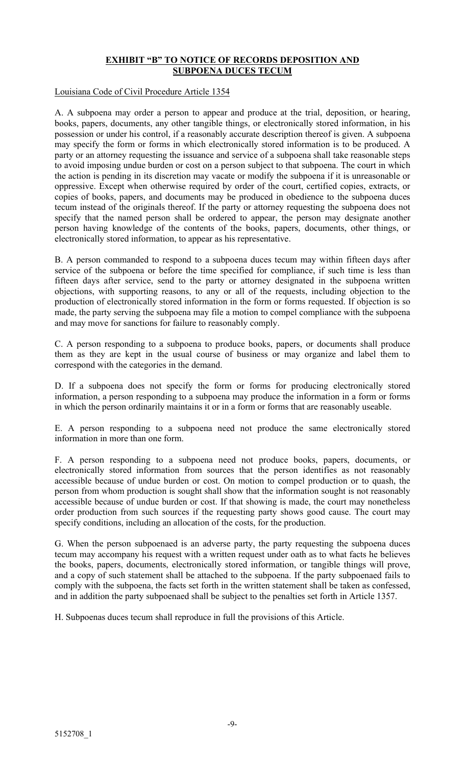**EXHIBIT "B" TO NOTICE OF RECORDS DEPOSITION AND SUBPOENA DUCES TECUM**

Louisiana Code of Civil Procedure Article 1354

A. A subpoena may order a person to appear and produce at the trial, deposition, or hearing, books, papers, documents, any other tangible things, or electronically stored information, in his possession or under his control, if a reasonably accurate description thereof is given. A subpoena may specify the form or forms in which electronically stored information is to be produced. A party or an attorney requesting the issuance and service of a subpoena shall take reasonable steps to avoid imposing undue burden or cost on a person subject to that subpoena. The court in which the action is pending in its discretion may vacate or modify the subpoena if it is unreasonable or oppressive. Except when otherwise required by order of the court, certified copies, extracts, or copies of books, papers, and documents may be produced in obedience to the subpoena duces tecum instead of the originals thereof. If the party or attorney requesting the subpoena does not specify that the named person shall be ordered to appear, the person may designate another person having knowledge of the contents of the books, papers, documents, other things, or electronically stored information, to appear as his representative.

B. A person commanded to respond to a subpoena duces tecum may within fifteen days after service of the subpoena or before the time specified for compliance, if such time is less than fifteen days after service, send to the party or attorney designated in the subpoena written objections, with supporting reasons, to any or all of the requests, including objection to the production of electronically stored information in the form or forms requested. If objection is so made, the party serving the subpoena may file a motion to compel compliance with the subpoena and may move for sanctions for failure to reasonably comply.

C. A person responding to a subpoena to produce books, papers, or documents shall produce them as they are kept in the usual course of business or may organize and label them to correspond with the categories in the demand.

D. If a subpoena does not specify the form or forms for producing electronically stored information, a person responding to a subpoena may produce the information in a form or forms in which the person ordinarily maintains it or in a form or forms that are reasonably useable.

E. A person responding to a subpoena need not produce the same electronically stored information in more than one form.

F. A person responding to a subpoena need not produce books, papers, documents, or electronically stored information from sources that the person identifies as not reasonably accessible because of undue burden or cost. On motion to compel production or to quash, the person from whom production is sought shall show that the information sought is not reasonably accessible because of undue burden or cost. If that showing is made, the court may nonetheless order production from such sources if the requesting party shows good cause. The court may specify conditions, including an allocation of the costs, for the production.

G. When the person subpoenaed is an adverse party, the party requesting the subpoena duces tecum may accompany his request with a written request under oath as to what facts he believes the books, papers, documents, electronically stored information, or tangible things will prove, and a copy of such statement shall be attached to the subpoena. If the party subpoenaed fails to comply with the subpoena, the facts set forth in the written statement shall be taken as confessed, and in addition the party subpoenaed shall be subject to the penalties set forth in Article 1357.

H. Subpoenas duces tecum shall reproduce in full the provisions of this Article.

5152708_1